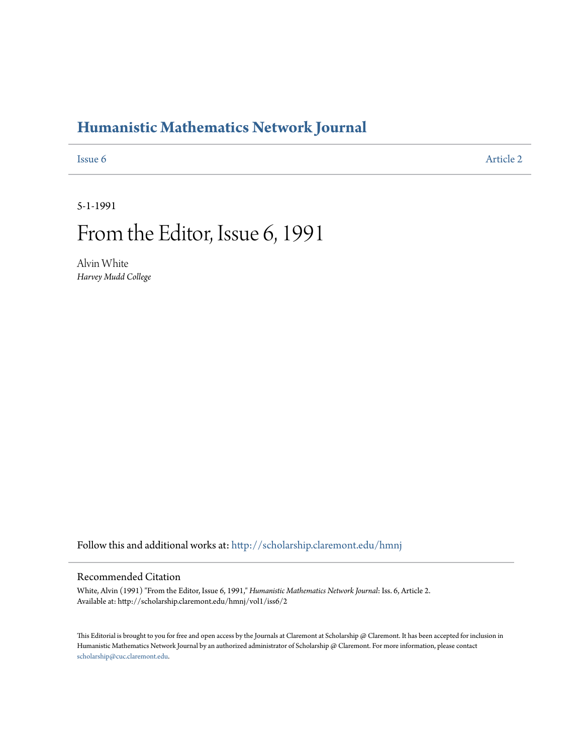# Humanistic Mathematics Network Journal

Issue 6 | Article 2

5-1-1991

# From the Editor, Issue 6, 1991

Alvin White
*Harvey Mudd College*

Follow this and additional works at: http://scholarship.claremont.edu/hmnj

## Recommended Citation

White, Alvin (1991) "From the Editor, Issue 6, 1991," *Humanistic Mathematics Network Journal*: Iss. 6, Article 2.
Available at: http://scholarship.claremont.edu/hmnj/vol1/iss6/2

This Editorial is brought to you for free and open access by the Journals at Claremont at Scholarship @ Claremont. It has been accepted for inclusion in Humanistic Mathematics Network Journal by an authorized administrator of Scholarship @ Claremont. For more information, please contact scholarship@cuc.claremont.edu.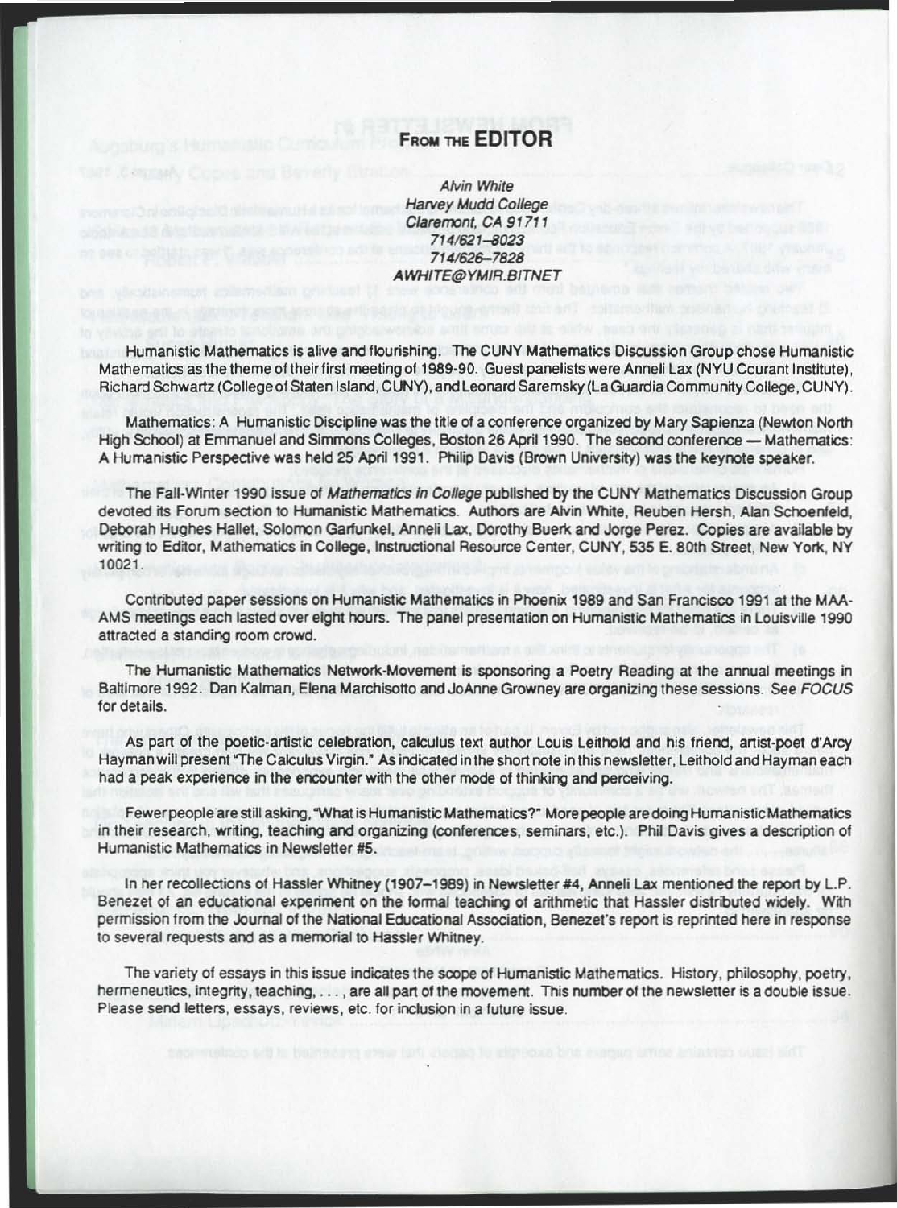# FROM THE EDITOR

*Alvin White*
*Harvey Mudd College*
*Claremont, CA 91711*
*714/621–8023*
*714/626–7828*
*AWHITE@YMIR.BITNET*

**Humanistic Mathematics is alive and flourishing. The CUNY Mathematics Discussion Group chose Humanistic Mathematics as the theme of their first meeting of 1989-90. Guest panelists were Anneli Lax (NYU Courant Institute), Richard Schwartz (College of Staten Island, CUNY), and Leonard Saremsky (La Guardia Community College, CUNY).**

**Mathematics: A Humanistic Discipline was the title of a conference organized by Mary Sapienza (Newton North High School) at Emmanuel and Simmons Colleges, Boston 26 April 1990. The second conference — Mathematics: A Humanistic Perspective was held 25 April 1991. Philip Davis (Brown University) was the keynote speaker.**

**The Fall-Winter 1990 issue of *Mathematics in College* published by the CUNY Mathematics Discussion Group devoted its Forum section to Humanistic Mathematics. Authors are Alvin White, Reuben Hersh, Alan Schoenfeld, Deborah Hughes Hallet, Solomon Garfunkel, Anneli Lax, Dorothy Buerk and Jorge Perez. Copies are available by writing to Editor, Mathematics in College, Instructional Resource Center, CUNY, 535 E. 80th Street, New York, NY 10021.**

**Contributed paper sessions on Humanistic Mathematics in Phoenix 1989 and San Francisco 1991 at the MAA-AMS meetings each lasted over eight hours. The panel presentation on Humanistic Mathematics in Louisville 1990 attracted a standing room crowd.**

**The Humanistic Mathematics Network-Movement is sponsoring a Poetry Reading at the annual meetings in Baltimore 1992. Dan Kalman, Elena Marchisotto and JoAnne Growney are organizing these sessions. See *FOCUS* for details.**

**As part of the poetic-artistic celebration, calculus text author Louis Leithold and his friend, artist-poet d'Arcy Hayman will present "The Calculus Virgin." As indicated in the short note in this newsletter, Leithold and Hayman each had a peak experience in the encounter with the other mode of thinking and perceiving.**

**Fewer people are still asking, "What is Humanistic Mathematics?" More people are doing Humanistic Mathematics in their research, writing, teaching and organizing (conferences, seminars, etc.). Phil Davis gives a description of Humanistic Mathematics in Newsletter #5.**

**In her recollections of Hassler Whitney (1907–1989) in Newsletter #4, Anneli Lax mentioned the report by L.P. Benezet of an educational experiment on the formal teaching of arithmetic that Hassler distributed widely. With permission from the Journal of the National Educational Association, Benezet's report is reprinted here in response to several requests and as a memorial to Hassler Whitney.**

The variety of essays in this issue indicates the scope of Humanistic Mathematics. History, philosophy, poetry, hermeneutics, integrity, teaching, . . . , are all part of the movement. This number of the newsletter is a double issue. Please send letters, essays, reviews, etc. for inclusion in a future issue.